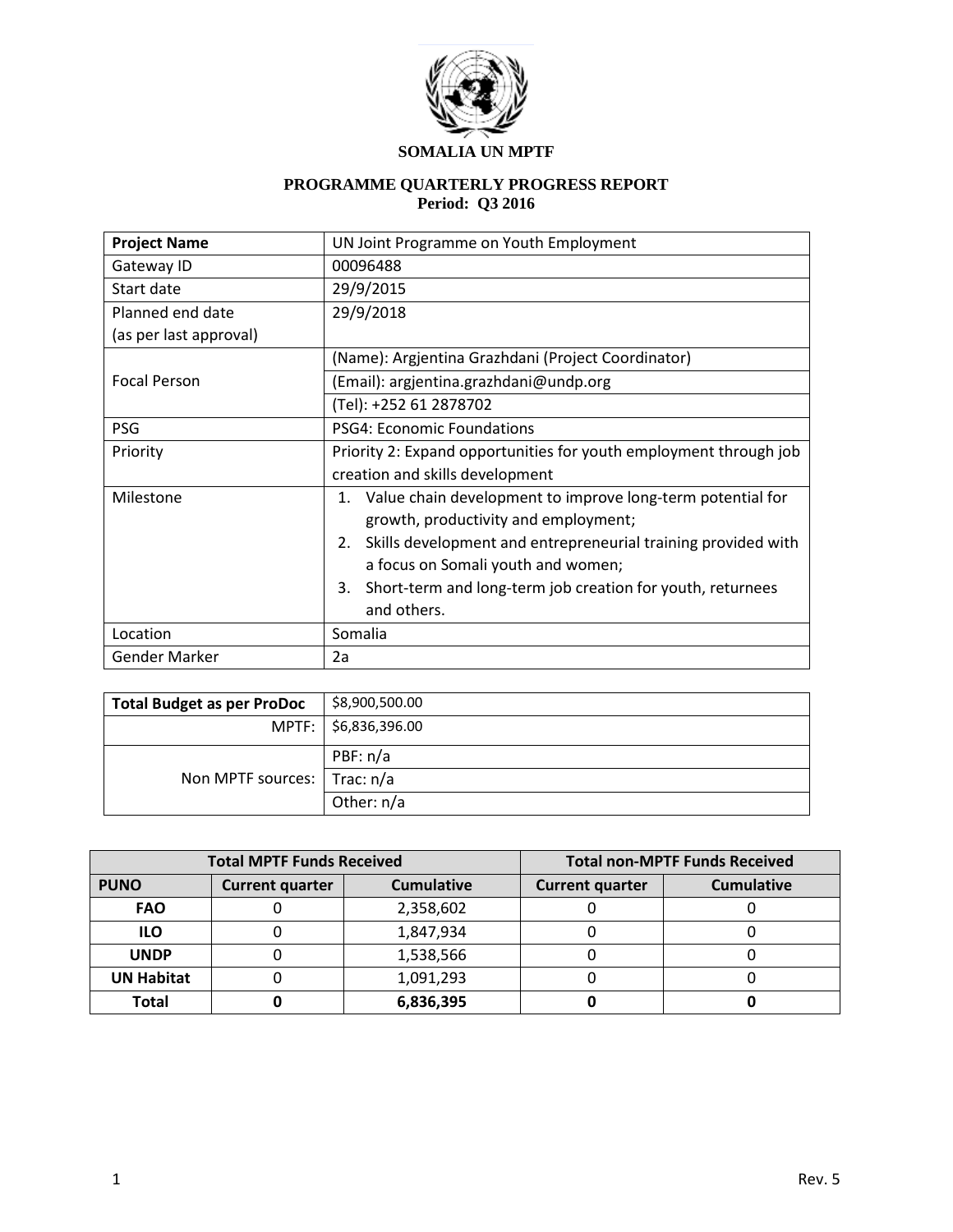# SOMALIA UN MPTF

## PROGRAMME QUARTERLY PROGRESS REPORT

**Period: Q3 2016**

| **Project Name** | UN Joint Programme on Youth Employment |
|---|---|
| Gateway ID | 00096488 |
| Start date | 29/9/2015 |
| Planned end date (as per last approval) | 29/9/2018 |
| Focal Person | (Name): Argjentina Grazhdani (Project Coordinator) |
| | (Email): argjentina.grazhdani@undp.org |
| | (Tel): +252 61 2878702 |
| PSG | PSG4: Economic Foundations |
| Priority | Priority 2: Expand opportunities for youth employment through job creation and skills development |
| Milestone | 1. Value chain development to improve long-term potential for growth, productivity and employment;<br>2. Skills development and entrepreneurial training provided with a focus on Somali youth and women;<br>3. Short-term and long-term job creation for youth, returnees and others. |
| Location | Somalia |
| Gender Marker | 2a |

| **Total Budget as per ProDoc** | $8,900,500.00 |
|---|---|
| MPTF: | $6,836,396.00 |
| Non MPTF sources: | PBF: n/a |
| | Trac: n/a |
| | Other: n/a |

| **Total MPTF Funds Received** | | | **Total non-MPTF Funds Received** | |
|---|---|---|---|---|
| **PUNO** | **Current quarter** | **Cumulative** | **Current quarter** | **Cumulative** |
| **FAO** | 0 | 2,358,602 | 0 | 0 |
| **ILO** | 0 | 1,847,934 | 0 | 0 |
| **UNDP** | 0 | 1,538,566 | 0 | 0 |
| **UN Habitat** | 0 | 1,091,293 | 0 | 0 |
| **Total** | **0** | **6,836,395** | **0** | **0** |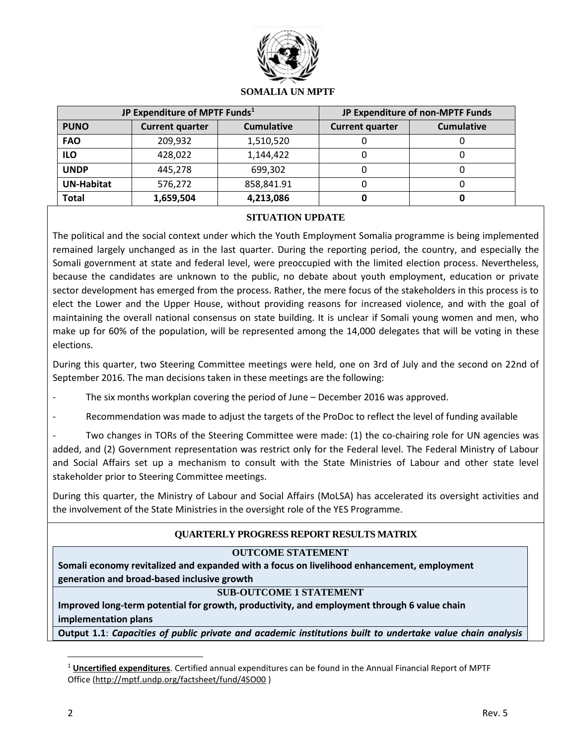**SOMALIA UN MPTF**

| JP Expenditure of MPTF Funds[1] | | | JP Expenditure of non-MPTF Funds | |
|---|---|---|---|---|
| **PUNO** | **Current quarter** | **Cumulative** | **Current quarter** | **Cumulative** |
| **FAO** | 209,932 | 1,510,520 | 0 | 0 |
| **ILO** | 428,022 | 1,144,422 | 0 | 0 |
| **UNDP** | 445,278 | 699,302 | 0 | 0 |
| **UN-Habitat** | 576,272 | 858,841.91 | 0 | 0 |
| **Total** | **1,659,504** | **4,213,086** | **0** | **0** |

## SITUATION UPDATE

The political and the social context under which the Youth Employment Somalia programme is being implemented remained largely unchanged as in the last quarter. During the reporting period, the country, and especially the Somali government at state and federal level, were preoccupied with the limited election process. Nevertheless, because the candidates are unknown to the public, no debate about youth employment, education or private sector development has emerged from the process. Rather, the mere focus of the stakeholders in this process is to elect the Lower and the Upper House, without providing reasons for increased violence, and with the goal of maintaining the overall national consensus on state building. It is unclear if Somali young women and men, who make up for 60% of the population, will be represented among the 14,000 delegates that will be voting in these elections.

During this quarter, two Steering Committee meetings were held, one on 3rd of July and the second on 22nd of September 2016. The man decisions taken in these meetings are the following:

- The six months workplan covering the period of June – December 2016 was approved.
- Recommendation was made to adjust the targets of the ProDoc to reflect the level of funding available
- Two changes in TORs of the Steering Committee were made: (1) the co-chairing role for UN agencies was added, and (2) Government representation was restrict only for the Federal level. The Federal Ministry of Labour and Social Affairs set up a mechanism to consult with the State Ministries of Labour and other state level stakeholder prior to Steering Committee meetings.

During this quarter, the Ministry of Labour and Social Affairs (MoLSA) has accelerated its oversight activities and the involvement of the State Ministries in the oversight role of the YES Programme.

## QUARTERLY PROGRESS REPORT RESULTS MATRIX

**OUTCOME STATEMENT**

**Somali economy revitalized and expanded with a focus on livelihood enhancement, employment generation and broad-based inclusive growth**

**SUB-OUTCOME 1 STATEMENT**

**Improved long-term potential for growth, productivity, and employment through 6 value chain implementation plans**

**Output 1.1**: ***Capacities of public private and academic institutions built to undertake value chain analysis***

[1] **Uncertified expenditures**. Certified annual expenditures can be found in the Annual Financial Report of MPTF Office (http://mptf.undp.org/factsheet/fund/4SO00 )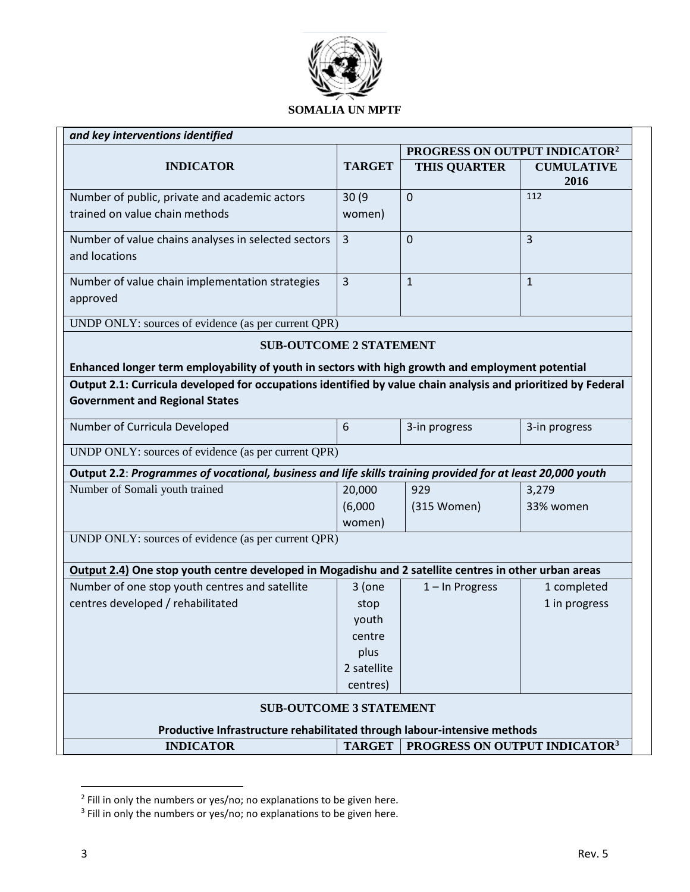**SOMALIA UN MPTF**

| *and key interventions identified* | | | |
|---|---|---|---|
| **INDICATOR** | **TARGET** | **PROGRESS ON OUTPUT INDICATOR[2]** | |
| | | **THIS QUARTER** | **CUMULATIVE 2016** |
| Number of public, private and academic actors trained on value chain methods | 30 (9 women) | 0 | 112 |
| Number of value chains analyses in selected sectors and locations | 3 | 0 | 3 |
| Number of value chain implementation strategies approved | 3 | 1 | 1 |
| UNDP ONLY: sources of evidence (as per current QPR) | | | |
| **SUB-OUTCOME 2 STATEMENT** **Enhanced longer term employability of youth in sectors with high growth and employment potential** | | | |
| **Output 2.1: Curricula developed for occupations identified by value chain analysis and prioritized by Federal Government and Regional States** | | | |
| Number of Curricula Developed | 6 | 3-in progress | 3-in progress |
| UNDP ONLY: sources of evidence (as per current QPR) | | | |
| **Output 2.2**: ***Programmes of vocational, business and life skills training provided for at least 20,000 youth*** | | | |
| Number of Somali youth trained | 20,000 (6,000 women) | 929 (315 Women) | 3,279 33% women |
| UNDP ONLY: sources of evidence (as per current QPR) | | | |
| **Output 2.4) One stop youth centre developed in Mogadishu and 2 satellite centres in other urban areas** | | | |
| Number of one stop youth centres and satellite centres developed / rehabilitated | 3 (one stop youth centre plus 2 satellite centres) | 1 – In Progress | 1 completed 1 in progress |
| **SUB-OUTCOME 3 STATEMENT** **Productive Infrastructure rehabilitated through labour-intensive methods** | | | |
| **INDICATOR** | **TARGET** | **PROGRESS ON OUTPUT INDICATOR[3]** | |

[2] Fill in only the numbers or yes/no; no explanations to be given here.
[3] Fill in only the numbers or yes/no; no explanations to be given here.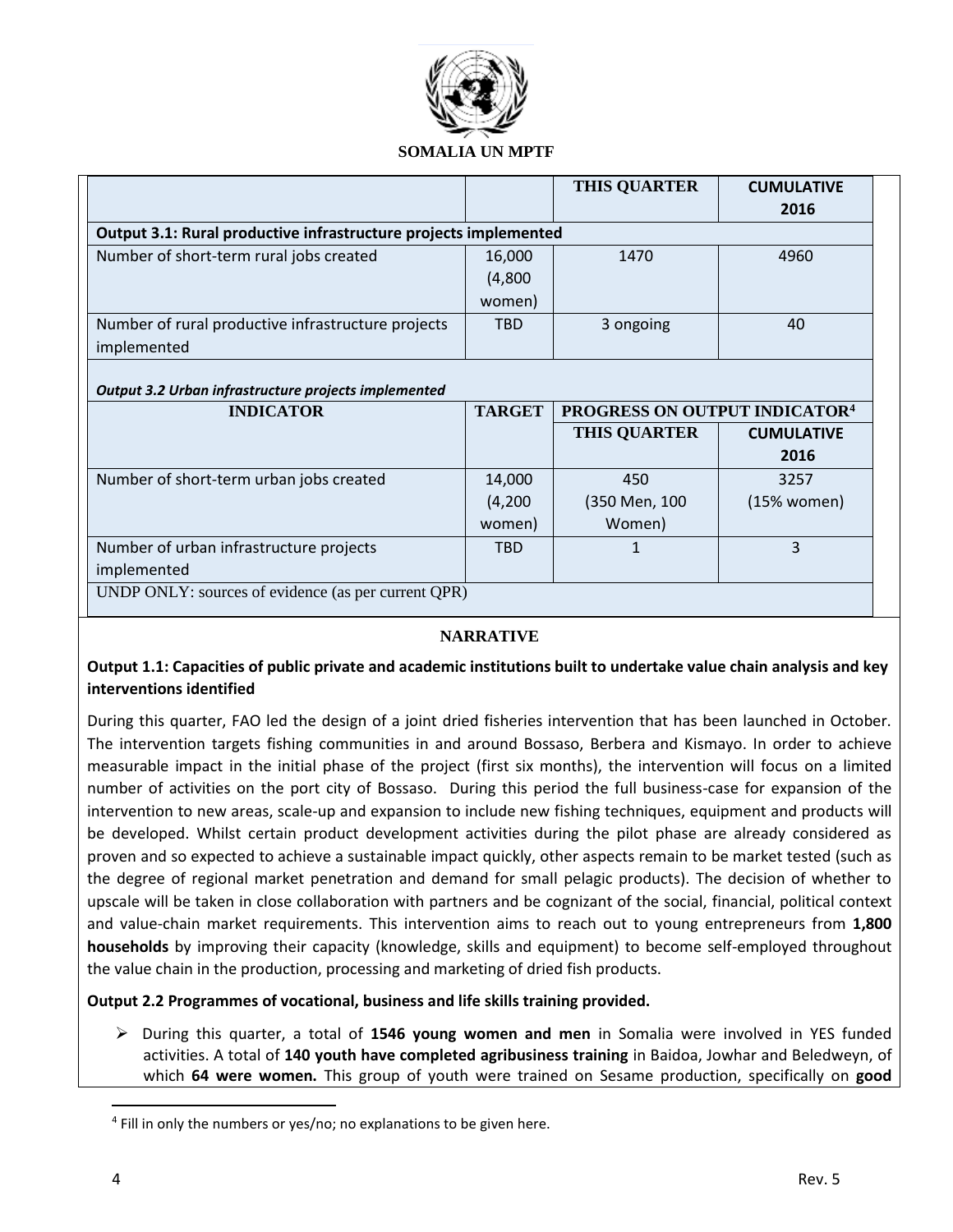SOMALIA UN MPTF

| | | THIS QUARTER | CUMULATIVE 2016 |
|---|---|---|---|
| **Output 3.1: Rural productive infrastructure projects implemented** | | | |
| Number of short-term rural jobs created | 16,000 (4,800 women) | 1470 | 4960 |
| Number of rural productive infrastructure projects implemented | TBD | 3 ongoing | 40 |
| ***Output 3.2 Urban infrastructure projects implemented*** | | | |
| **INDICATOR** | **TARGET** | **PROGRESS ON OUTPUT INDICATOR[4]** | |
| | | **THIS QUARTER** | **CUMULATIVE 2016** |
| Number of short-term urban jobs created | 14,000 (4,200 women) | 450 (350 Men, 100 Women) | 3257 (15% women) |
| Number of urban infrastructure projects implemented | TBD | 1 | 3 |
| UNDP ONLY: sources of evidence (as per current QPR) | | | |

**NARRATIVE**

**Output 1.1: Capacities of public private and academic institutions built to undertake value chain analysis and key interventions identified**

During this quarter, FAO led the design of a joint dried fisheries intervention that has been launched in October. The intervention targets fishing communities in and around Bossaso, Berbera and Kismayo. In order to achieve measurable impact in the initial phase of the project (first six months), the intervention will focus on a limited number of activities on the port city of Bossaso. During this period the full business-case for expansion of the intervention to new areas, scale-up and expansion to include new fishing techniques, equipment and products will be developed. Whilst certain product development activities during the pilot phase are already considered as proven and so expected to achieve a sustainable impact quickly, other aspects remain to be market tested (such as the degree of regional market penetration and demand for small pelagic products). The decision of whether to upscale will be taken in close collaboration with partners and be cognizant of the social, financial, political context and value-chain market requirements. This intervention aims to reach out to young entrepreneurs from **1,800 households** by improving their capacity (knowledge, skills and equipment) to become self-employed throughout the value chain in the production, processing and marketing of dried fish products.

**Output 2.2 Programmes of vocational, business and life skills training provided.**

- During this quarter, a total of **1546 young women and men** in Somalia were involved in YES funded activities. A total of **140 youth have completed agribusiness training** in Baidoa, Jowhar and Beledweyn, of which **64 were women.** This group of youth were trained on Sesame production, specifically on **good**

[4] Fill in only the numbers or yes/no; no explanations to be given here.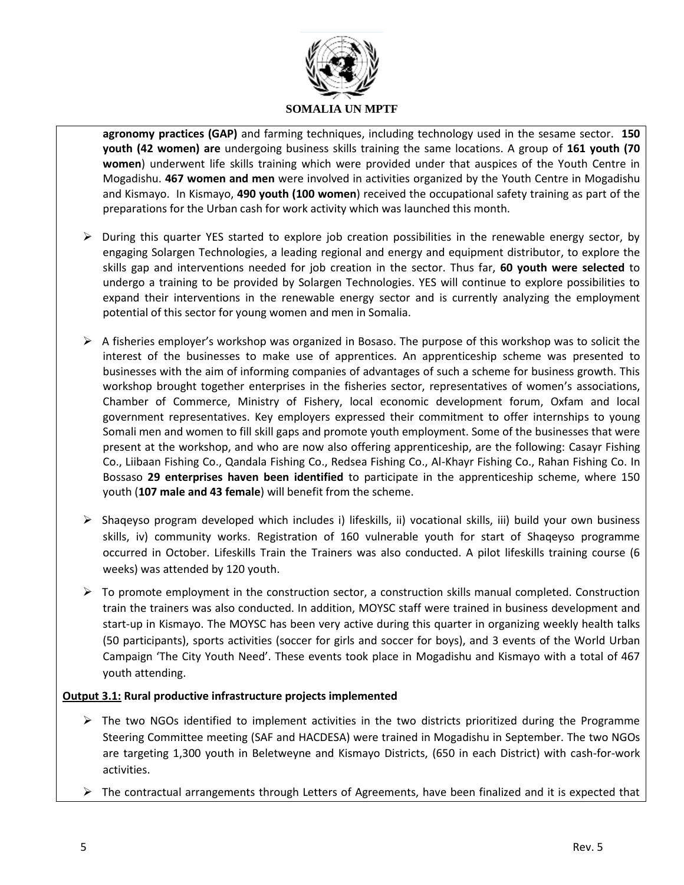**agronomy practices (GAP)** and farming techniques, including technology used in the sesame sector. **150 youth (42 women) are** undergoing business skills training the same locations. A group of **161 youth (70 women**) underwent life skills training which were provided under that auspices of the Youth Centre in Mogadishu. **467 women and men** were involved in activities organized by the Youth Centre in Mogadishu and Kismayo. In Kismayo, **490 youth (100 women**) received the occupational safety training as part of the preparations for the Urban cash for work activity which was launched this month.

- During this quarter YES started to explore job creation possibilities in the renewable energy sector, by engaging Solargen Technologies, a leading regional and energy and equipment distributor, to explore the skills gap and interventions needed for job creation in the sector. Thus far, **60 youth were selected** to undergo a training to be provided by Solargen Technologies. YES will continue to explore possibilities to expand their interventions in the renewable energy sector and is currently analyzing the employment potential of this sector for young women and men in Somalia.

- A fisheries employer's workshop was organized in Bosaso. The purpose of this workshop was to solicit the interest of the businesses to make use of apprentices. An apprenticeship scheme was presented to businesses with the aim of informing companies of advantages of such a scheme for business growth. This workshop brought together enterprises in the fisheries sector, representatives of women's associations, Chamber of Commerce, Ministry of Fishery, local economic development forum, Oxfam and local government representatives. Key employers expressed their commitment to offer internships to young Somali men and women to fill skill gaps and promote youth employment. Some of the businesses that were present at the workshop, and who are now also offering apprenticeship, are the following: Casayr Fishing Co., Liibaan Fishing Co., Qandala Fishing Co., Redsea Fishing Co., Al-Khayr Fishing Co., Rahan Fishing Co. In Bossaso **29 enterprises haven been identified** to participate in the apprenticeship scheme, where 150 youth (**107 male and 43 female**) will benefit from the scheme.

- Shaqeyso program developed which includes i) lifeskills, ii) vocational skills, iii) build your own business skills, iv) community works. Registration of 160 vulnerable youth for start of Shaqeyso programme occurred in October. Lifeskills Train the Trainers was also conducted. A pilot lifeskills training course (6 weeks) was attended by 120 youth.

- To promote employment in the construction sector, a construction skills manual completed. Construction train the trainers was also conducted. In addition, MOYSC staff were trained in business development and start-up in Kismayo. The MOYSC has been very active during this quarter in organizing weekly health talks (50 participants), sports activities (soccer for girls and soccer for boys), and 3 events of the World Urban Campaign 'The City Youth Need'. These events took place in Mogadishu and Kismayo with a total of 467 youth attending.

**<u>Output 3.1:</u> Rural productive infrastructure projects implemented**

- The two NGOs identified to implement activities in the two districts prioritized during the Programme Steering Committee meeting (SAF and HACDESA) were trained in Mogadishu in September. The two NGOs are targeting 1,300 youth in Beletweyne and Kismayo Districts, (650 in each District) with cash-for-work activities.

- The contractual arrangements through Letters of Agreements, have been finalized and it is expected that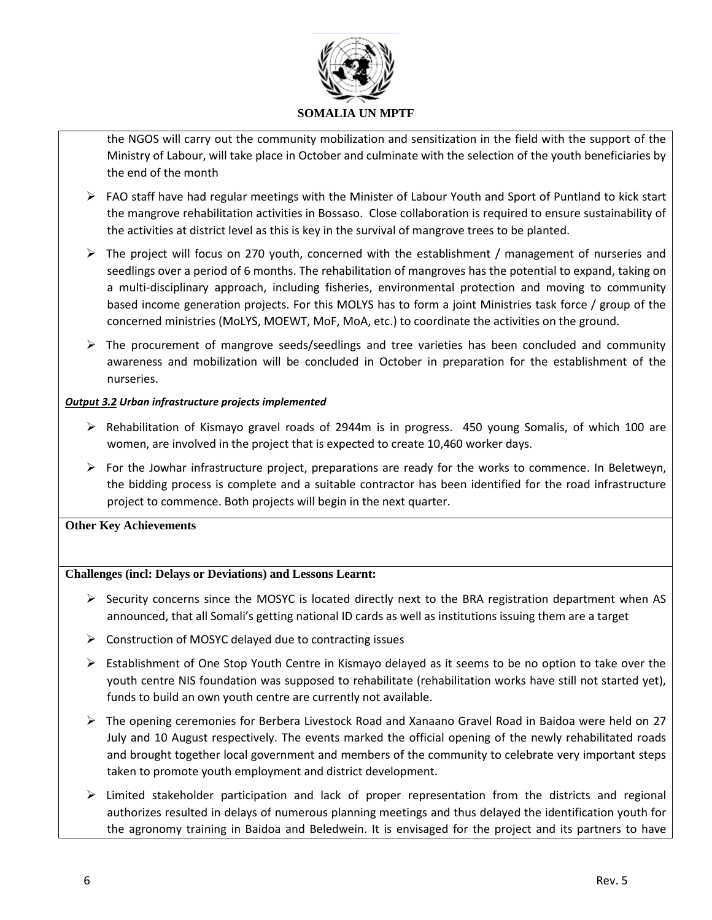the NGOS will carry out the community mobilization and sensitization in the field with the support of the Ministry of Labour, will take place in October and culminate with the selection of the youth beneficiaries by the end of the month

- FAO staff have had regular meetings with the Minister of Labour Youth and Sport of Puntland to kick start the mangrove rehabilitation activities in Bossaso. Close collaboration is required to ensure sustainability of the activities at district level as this is key in the survival of mangrove trees to be planted.
- The project will focus on 270 youth, concerned with the establishment / management of nurseries and seedlings over a period of 6 months. The rehabilitation of mangroves has the potential to expand, taking on a multi-disciplinary approach, including fisheries, environmental protection and moving to community based income generation projects. For this MOLYS has to form a joint Ministries task force / group of the concerned ministries (MoLYS, MOEWT, MoF, MoA, etc.) to coordinate the activities on the ground.
- The procurement of mangrove seeds/seedlings and tree varieties has been concluded and community awareness and mobilization will be concluded in October in preparation for the establishment of the nurseries.

***Output 3.2* Urban infrastructure projects implemented**

- Rehabilitation of Kismayo gravel roads of 2944m is in progress. 450 young Somalis, of which 100 are women, are involved in the project that is expected to create 10,460 worker days.
- For the Jowhar infrastructure project, preparations are ready for the works to commence. In Beletweyn, the bidding process is complete and a suitable contractor has been identified for the road infrastructure project to commence. Both projects will begin in the next quarter.

**Other Key Achievements**

**Challenges (incl: Delays or Deviations) and Lessons Learnt:**

- Security concerns since the MOSYC is located directly next to the BRA registration department when AS announced, that all Somali's getting national ID cards as well as institutions issuing them are a target
- Construction of MOSYC delayed due to contracting issues
- Establishment of One Stop Youth Centre in Kismayo delayed as it seems to be no option to take over the youth centre NIS foundation was supposed to rehabilitate (rehabilitation works have still not started yet), funds to build an own youth centre are currently not available.
- The opening ceremonies for Berbera Livestock Road and Xanaano Gravel Road in Baidoa were held on 27 July and 10 August respectively. The events marked the official opening of the newly rehabilitated roads and brought together local government and members of the community to celebrate very important steps taken to promote youth employment and district development.
- Limited stakeholder participation and lack of proper representation from the districts and regional authorizes resulted in delays of numerous planning meetings and thus delayed the identification youth for the agronomy training in Baidoa and Beledwein. It is envisaged for the project and its partners to have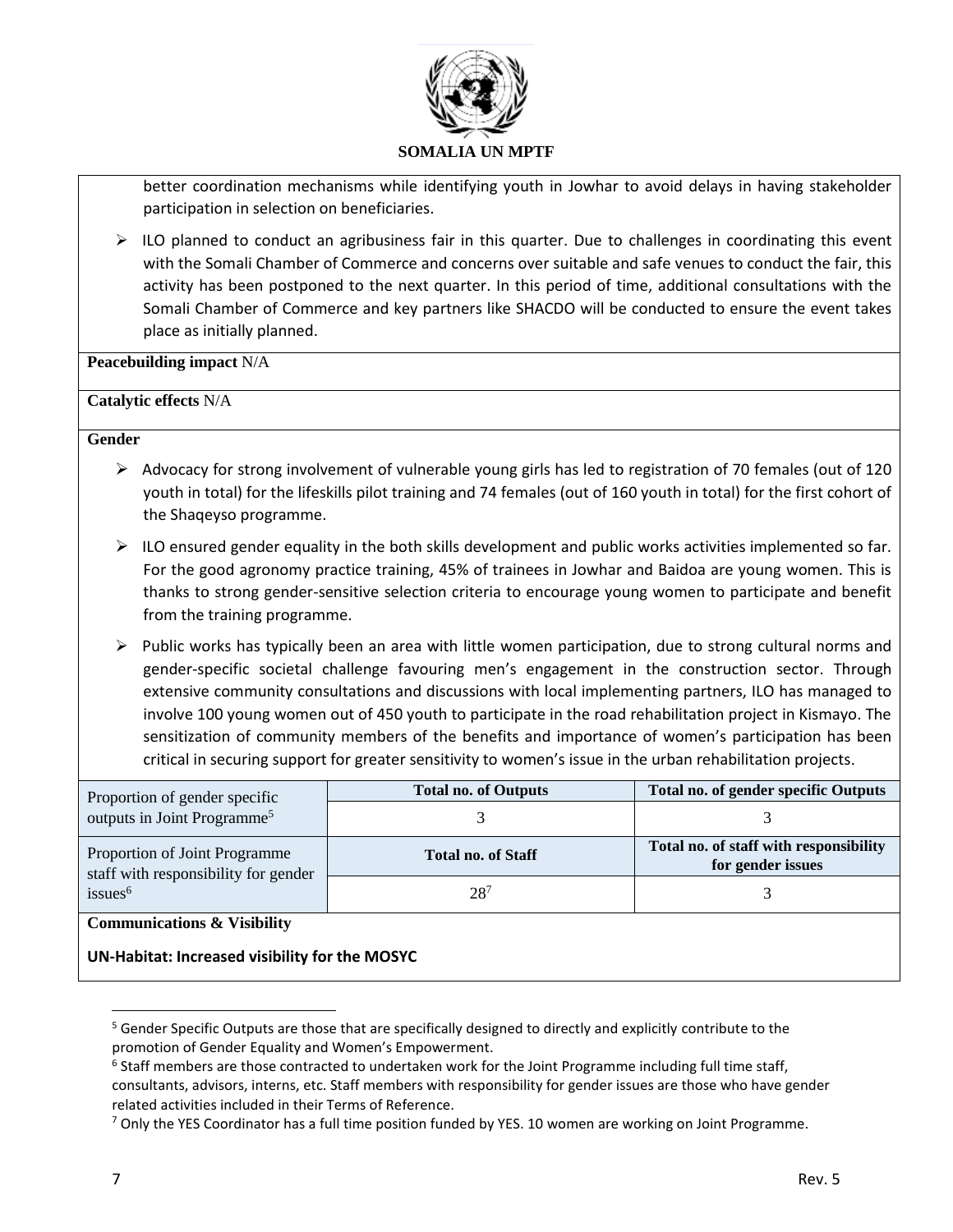better coordination mechanisms while identifying youth in Jowhar to avoid delays in having stakeholder participation in selection on beneficiaries.

- ILO planned to conduct an agribusiness fair in this quarter. Due to challenges in coordinating this event with the Somali Chamber of Commerce and concerns over suitable and safe venues to conduct the fair, this activity has been postponed to the next quarter. In this period of time, additional consultations with the Somali Chamber of Commerce and key partners like SHACDO will be conducted to ensure the event takes place as initially planned.

**Peacebuilding impact** N/A

**Catalytic effects** N/A

**Gender**

- Advocacy for strong involvement of vulnerable young girls has led to registration of 70 females (out of 120 youth in total) for the lifeskills pilot training and 74 females (out of 160 youth in total) for the first cohort of the Shaqeyso programme.
- ILO ensured gender equality in the both skills development and public works activities implemented so far. For the good agronomy practice training, 45% of trainees in Jowhar and Baidoa are young women. This is thanks to strong gender-sensitive selection criteria to encourage young women to participate and benefit from the training programme.
- Public works has typically been an area with little women participation, due to strong cultural norms and gender-specific societal challenge favouring men's engagement in the construction sector. Through extensive community consultations and discussions with local implementing partners, ILO has managed to involve 100 young women out of 450 youth to participate in the road rehabilitation project in Kismayo. The sensitization of community members of the benefits and importance of women's participation has been critical in securing support for greater sensitivity to women's issue in the urban rehabilitation projects.

| Proportion of gender specific outputs in Joint Programme[5] | Total no. of Outputs | Total no. of gender specific Outputs |
|---|---|---|
| | 3 | 3 |
| Proportion of Joint Programme staff with responsibility for gender issues[6] | Total no. of Staff | Total no. of staff with responsibility for gender issues |
| | 28[7] | 3 |

**Communications & Visibility**

**UN-Habitat: Increased visibility for the MOSYC**

[5] Gender Specific Outputs are those that are specifically designed to directly and explicitly contribute to the promotion of Gender Equality and Women's Empowerment.

[6] Staff members are those contracted to undertaken work for the Joint Programme including full time staff, consultants, advisors, interns, etc. Staff members with responsibility for gender issues are those who have gender related activities included in their Terms of Reference.

[7] Only the YES Coordinator has a full time position funded by YES. 10 women are working on Joint Programme.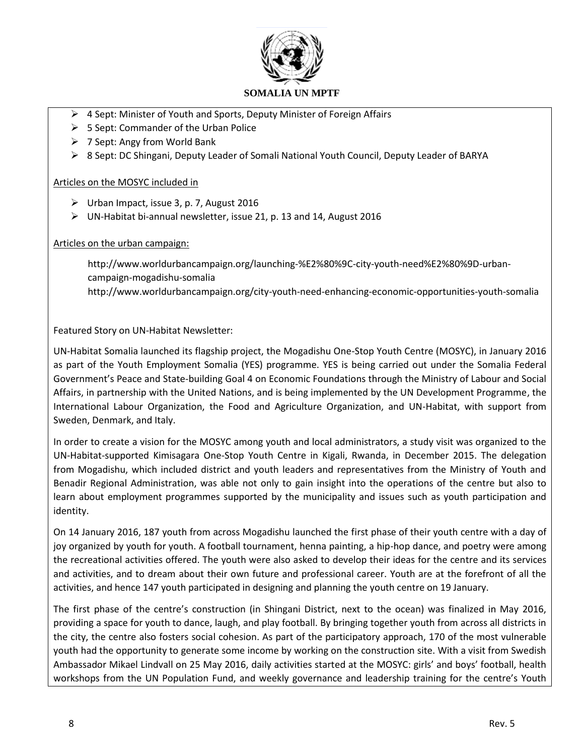- 4 Sept: Minister of Youth and Sports, Deputy Minister of Foreign Affairs
- 5 Sept: Commander of the Urban Police
- 7 Sept: Angy from World Bank
- 8 Sept: DC Shingani, Deputy Leader of Somali National Youth Council, Deputy Leader of BARYA

Articles on the MOSYC included in

- Urban Impact, issue 3, p. 7, August 2016
- UN-Habitat bi-annual newsletter, issue 21, p. 13 and 14, August 2016

Articles on the urban campaign:

http://www.worldurbancampaign.org/launching-%E2%80%9C-city-youth-need%E2%80%9D-urban-campaign-mogadishu-somalia
http://www.worldurbancampaign.org/city-youth-need-enhancing-economic-opportunities-youth-somalia

Featured Story on UN-Habitat Newsletter:

UN-Habitat Somalia launched its flagship project, the Mogadishu One-Stop Youth Centre (MOSYC), in January 2016 as part of the Youth Employment Somalia (YES) programme. YES is being carried out under the Somalia Federal Government's Peace and State-building Goal 4 on Economic Foundations through the Ministry of Labour and Social Affairs, in partnership with the United Nations, and is being implemented by the UN Development Programme, the International Labour Organization, the Food and Agriculture Organization, and UN-Habitat, with support from Sweden, Denmark, and Italy.

In order to create a vision for the MOSYC among youth and local administrators, a study visit was organized to the UN-Habitat-supported Kimisagara One-Stop Youth Centre in Kigali, Rwanda, in December 2015. The delegation from Mogadishu, which included district and youth leaders and representatives from the Ministry of Youth and Benadir Regional Administration, was able not only to gain insight into the operations of the centre but also to learn about employment programmes supported by the municipality and issues such as youth participation and identity.

On 14 January 2016, 187 youth from across Mogadishu launched the first phase of their youth centre with a day of joy organized by youth for youth. A football tournament, henna painting, a hip-hop dance, and poetry were among the recreational activities offered. The youth were also asked to develop their ideas for the centre and its services and activities, and to dream about their own future and professional career. Youth are at the forefront of all the activities, and hence 147 youth participated in designing and planning the youth centre on 19 January.

The first phase of the centre's construction (in Shingani District, next to the ocean) was finalized in May 2016, providing a space for youth to dance, laugh, and play football. By bringing together youth from across all districts in the city, the centre also fosters social cohesion. As part of the participatory approach, 170 of the most vulnerable youth had the opportunity to generate some income by working on the construction site. With a visit from Swedish Ambassador Mikael Lindvall on 25 May 2016, daily activities started at the MOSYC: girls' and boys' football, health workshops from the UN Population Fund, and weekly governance and leadership training for the centre's Youth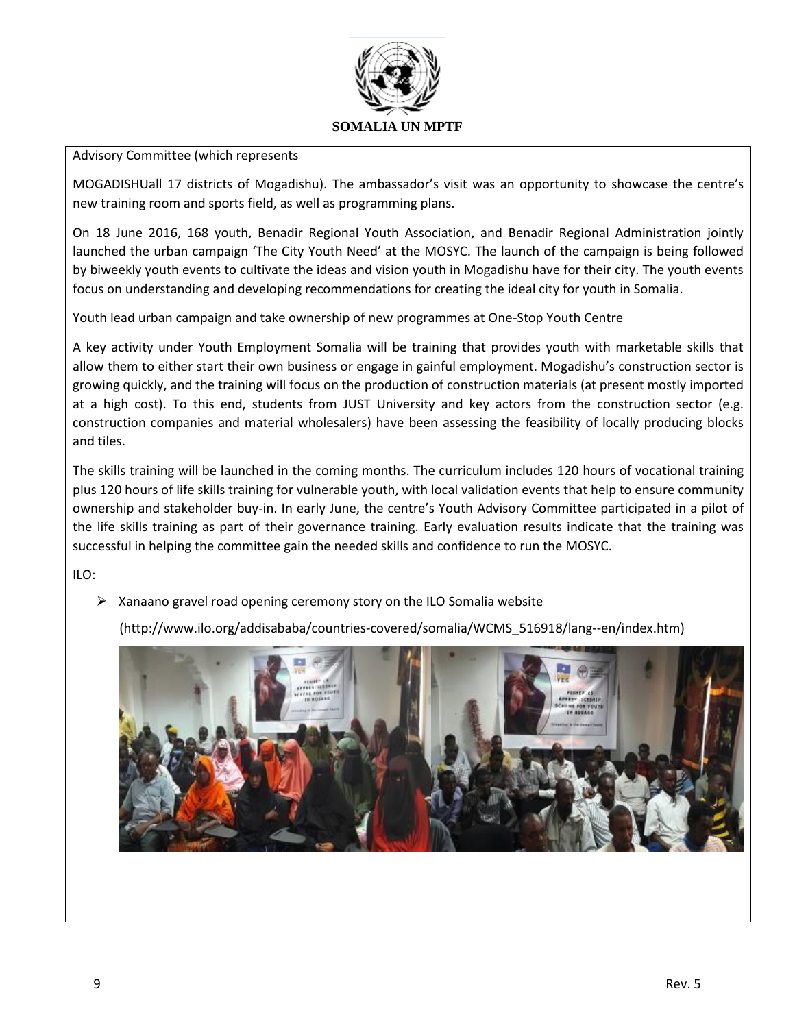Advisory Committee (which represents

MOGADISHUall 17 districts of Mogadishu). The ambassador's visit was an opportunity to showcase the centre's new training room and sports field, as well as programming plans.

On 18 June 2016, 168 youth, Benadir Regional Youth Association, and Benadir Regional Administration jointly launched the urban campaign 'The City Youth Need' at the MOSYC. The launch of the campaign is being followed by biweekly youth events to cultivate the ideas and vision youth in Mogadishu have for their city. The youth events focus on understanding and developing recommendations for creating the ideal city for youth in Somalia.

Youth lead urban campaign and take ownership of new programmes at One-Stop Youth Centre

A key activity under Youth Employment Somalia will be training that provides youth with marketable skills that allow them to either start their own business or engage in gainful employment. Mogadishu's construction sector is growing quickly, and the training will focus on the production of construction materials (at present mostly imported at a high cost). To this end, students from JUST University and key actors from the construction sector (e.g. construction companies and material wholesalers) have been assessing the feasibility of locally producing blocks and tiles.

The skills training will be launched in the coming months. The curriculum includes 120 hours of vocational training plus 120 hours of life skills training for vulnerable youth, with local validation events that help to ensure community ownership and stakeholder buy-in. In early June, the centre's Youth Advisory Committee participated in a pilot of the life skills training as part of their governance training. Early evaluation results indicate that the training was successful in helping the committee gain the needed skills and confidence to run the MOSYC.

ILO:

- Xanaano gravel road opening ceremony story on the ILO Somalia website

  (http://www.ilo.org/addisababa/countries-covered/somalia/WCMS_516918/lang--en/index.htm)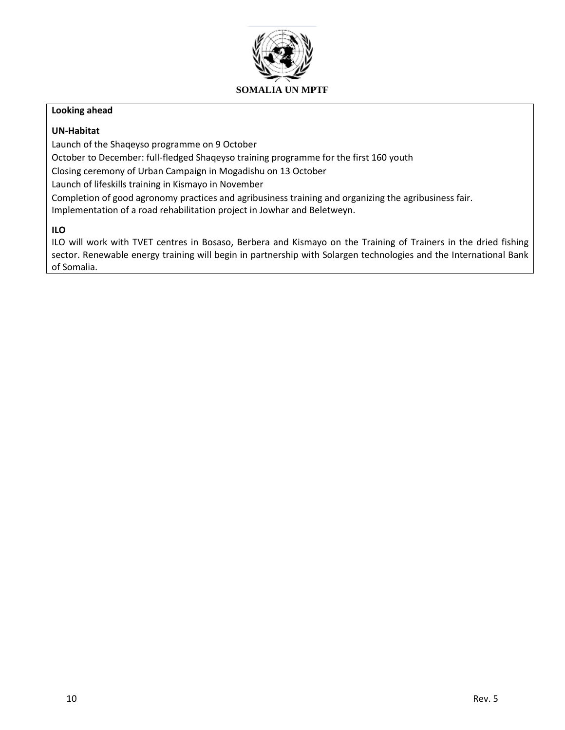**Looking ahead**

**UN-Habitat**

Launch of the Shaqeyso programme on 9 October

October to December: full-fledged Shaqeyso training programme for the first 160 youth

Closing ceremony of Urban Campaign in Mogadishu on 13 October

Launch of lifeskills training in Kismayo in November

Completion of good agronomy practices and agribusiness training and organizing the agribusiness fair.

Implementation of a road rehabilitation project in Jowhar and Beletweyn.

**ILO**

ILO will work with TVET centres in Bosaso, Berbera and Kismayo on the Training of Trainers in the dried fishing sector. Renewable energy training will begin in partnership with Solargen technologies and the International Bank of Somalia.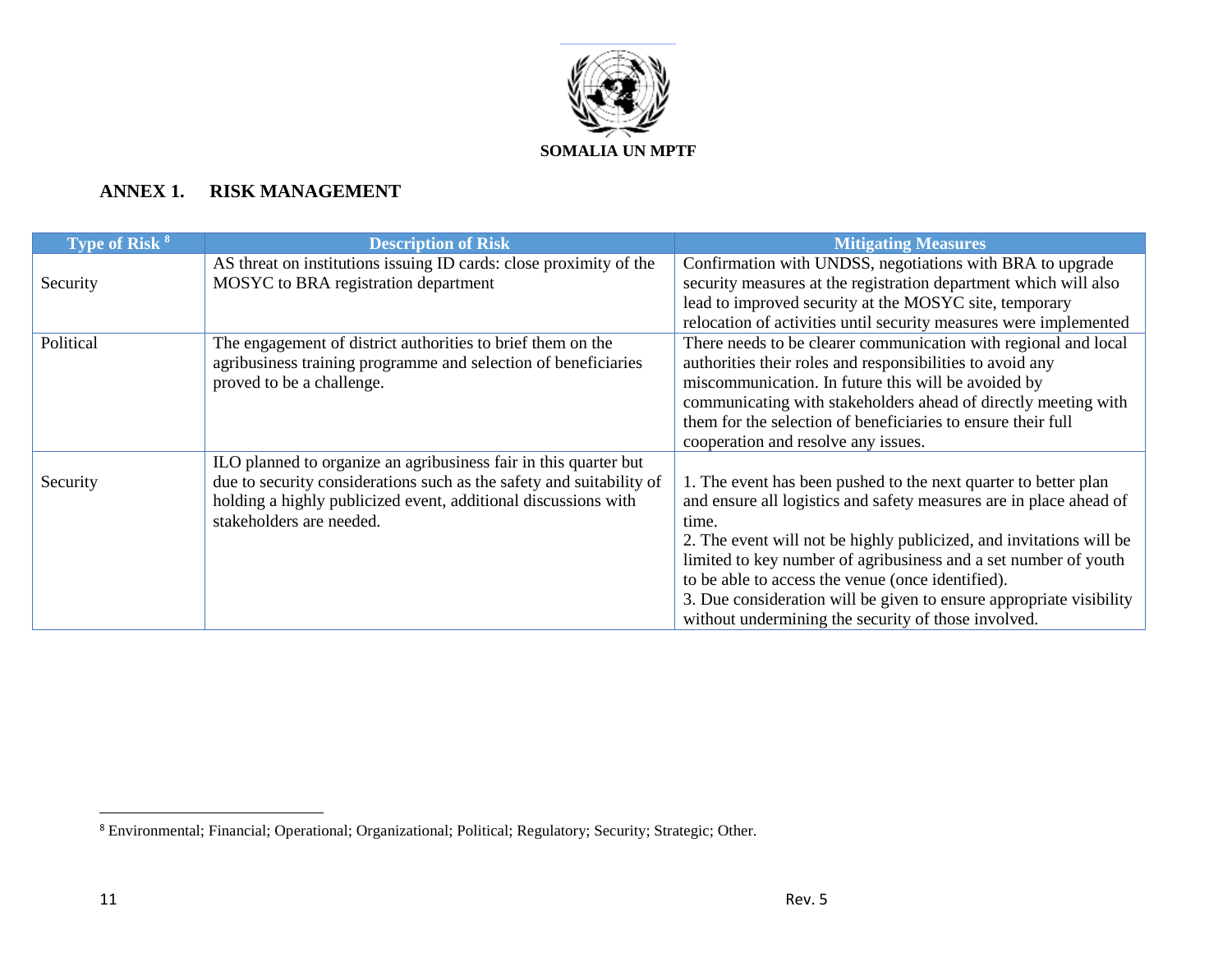**SOMALIA UN MPTF**

## ANNEX 1. RISK MANAGEMENT

| Type of Risk [8] | Description of Risk | Mitigating Measures |
|---|---|---|
| Security | AS threat on institutions issuing ID cards: close proximity of the MOSYC to BRA registration department | Confirmation with UNDSS, negotiations with BRA to upgrade security measures at the registration department which will also lead to improved security at the MOSYC site, temporary relocation of activities until security measures were implemented |
| Political | The engagement of district authorities to brief them on the agribusiness training programme and selection of beneficiaries proved to be a challenge. | There needs to be clearer communication with regional and local authorities their roles and responsibilities to avoid any miscommunication. In future this will be avoided by communicating with stakeholders ahead of directly meeting with them for the selection of beneficiaries to ensure their full cooperation and resolve any issues. |
| Security | ILO planned to organize an agribusiness fair in this quarter but due to security considerations such as the safety and suitability of holding a highly publicized event, additional discussions with stakeholders are needed. | 1. The event has been pushed to the next quarter to better plan and ensure all logistics and safety measures are in place ahead of time.<br>2. The event will not be highly publicized, and invitations will be limited to key number of agribusiness and a set number of youth to be able to access the venue (once identified).<br>3. Due consideration will be given to ensure appropriate visibility without undermining the security of those involved. |

[8] Environmental; Financial; Operational; Organizational; Political; Regulatory; Security; Strategic; Other.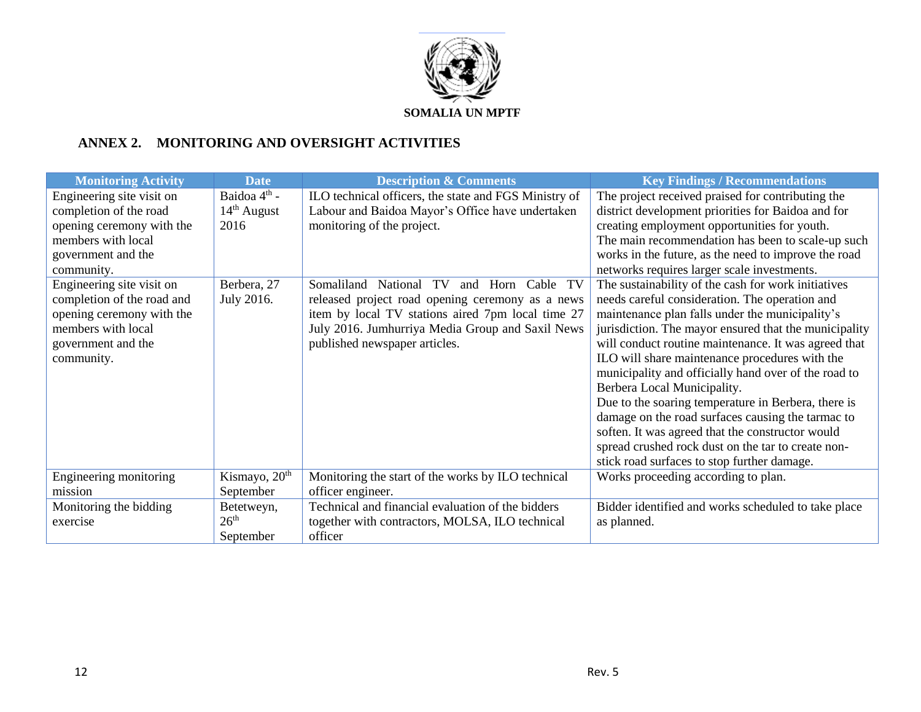SOMALIA UN MPTF

## ANNEX 2. MONITORING AND OVERSIGHT ACTIVITIES

| Monitoring Activity | Date | Description & Comments | Key Findings / Recommendations |
| --- | --- | --- | --- |
| Engineering site visit on completion of the road opening ceremony with the members with local government and the community. | Baidoa 4th - 14th August 2016 | ILO technical officers, the state and FGS Ministry of Labour and Baidoa Mayor's Office have undertaken monitoring of the project. | The project received praised for contributing the district development priorities for Baidoa and for creating employment opportunities for youth. The main recommendation has been to scale-up such works in the future, as the need to improve the road networks requires larger scale investments. |
| Engineering site visit on completion of the road and opening ceremony with the members with local government and the community. | Berbera, 27 July 2016. | Somaliland National TV and Horn Cable TV released project road opening ceremony as a news item by local TV stations aired 7pm local time 27 July 2016. Jumhurriya Media Group and Saxil News published newspaper articles. | The sustainability of the cash for work initiatives needs careful consideration. The operation and maintenance plan falls under the municipality's jurisdiction. The mayor ensured that the municipality will conduct routine maintenance. It was agreed that ILO will share maintenance procedures with the municipality and officially hand over of the road to Berbera Local Municipality. Due to the soaring temperature in Berbera, there is damage on the road surfaces causing the tarmac to soften. It was agreed that the constructor would spread crushed rock dust on the tar to create non-stick road surfaces to stop further damage. |
| Engineering monitoring mission | Kismayo, 20th September | Monitoring the start of the works by ILO technical officer engineer. | Works proceeding according to plan. |
| Monitoring the bidding exercise | Betetweyn, 26th September | Technical and financial evaluation of the bidders together with contractors, MOLSA, ILO technical officer | Bidder identified and works scheduled to take place as planned. |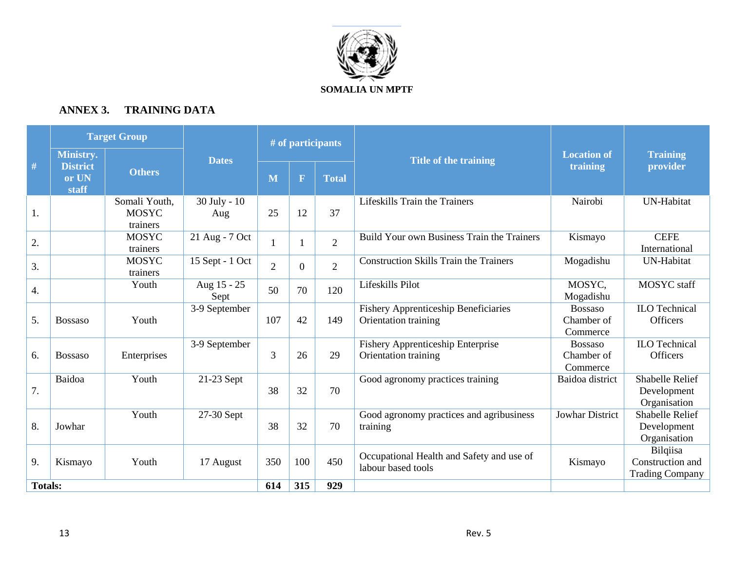SOMALIA UN MPTF

## ANNEX 3. TRAINING DATA

| # | Target Group | | Dates | # of participants | | | Title of the training | Location of training | Training provider |
|---|---|---|---|---|---|---|---|---|---|
| | Ministry. District or UN staff | Others | | M | F | Total | | | |
| 1. | | Somali Youth, MOSYC trainers | 30 July - 10 Aug | 25 | 12 | 37 | Lifeskills Train the Trainers | Nairobi | UN-Habitat |
| 2. | | MOSYC trainers | 21 Aug - 7 Oct | 1 | 1 | 2 | Build Your own Business Train the Trainers | Kismayo | CEFE International |
| 3. | | MOSYC trainers | 15 Sept - 1 Oct | 2 | 0 | 2 | Construction Skills Train the Trainers | Mogadishu | UN-Habitat |
| 4. | | Youth | Aug 15 - 25 Sept | 50 | 70 | 120 | Lifeskills Pilot | MOSYC, Mogadishu | MOSYC staff |
| 5. | Bossaso | Youth | 3-9 September | 107 | 42 | 149 | Fishery Apprenticeship Beneficiaries Orientation training | Bossaso Chamber of Commerce | ILO Technical Officers |
| 6. | Bossaso | Enterprises | 3-9 September | 3 | 26 | 29 | Fishery Apprenticeship Enterprise Orientation training | Bossaso Chamber of Commerce | ILO Technical Officers |
| 7. | Baidoa | Youth | 21-23 Sept | 38 | 32 | 70 | Good agronomy practices training | Baidoa district | Shabelle Relief Development Organisation |
| 8. | Jowhar | Youth | 27-30 Sept | 38 | 32 | 70 | Good agronomy practices and agribusiness training | Jowhar District | Shabelle Relief Development Organisation |
| 9. | Kismayo | Youth | 17 August | 350 | 100 | 450 | Occupational Health and Safety and use of labour based tools | Kismayo | Bilqiisa Construction and Trading Company |
| **Totals:** | | | | **614** | **315** | **929** | | | |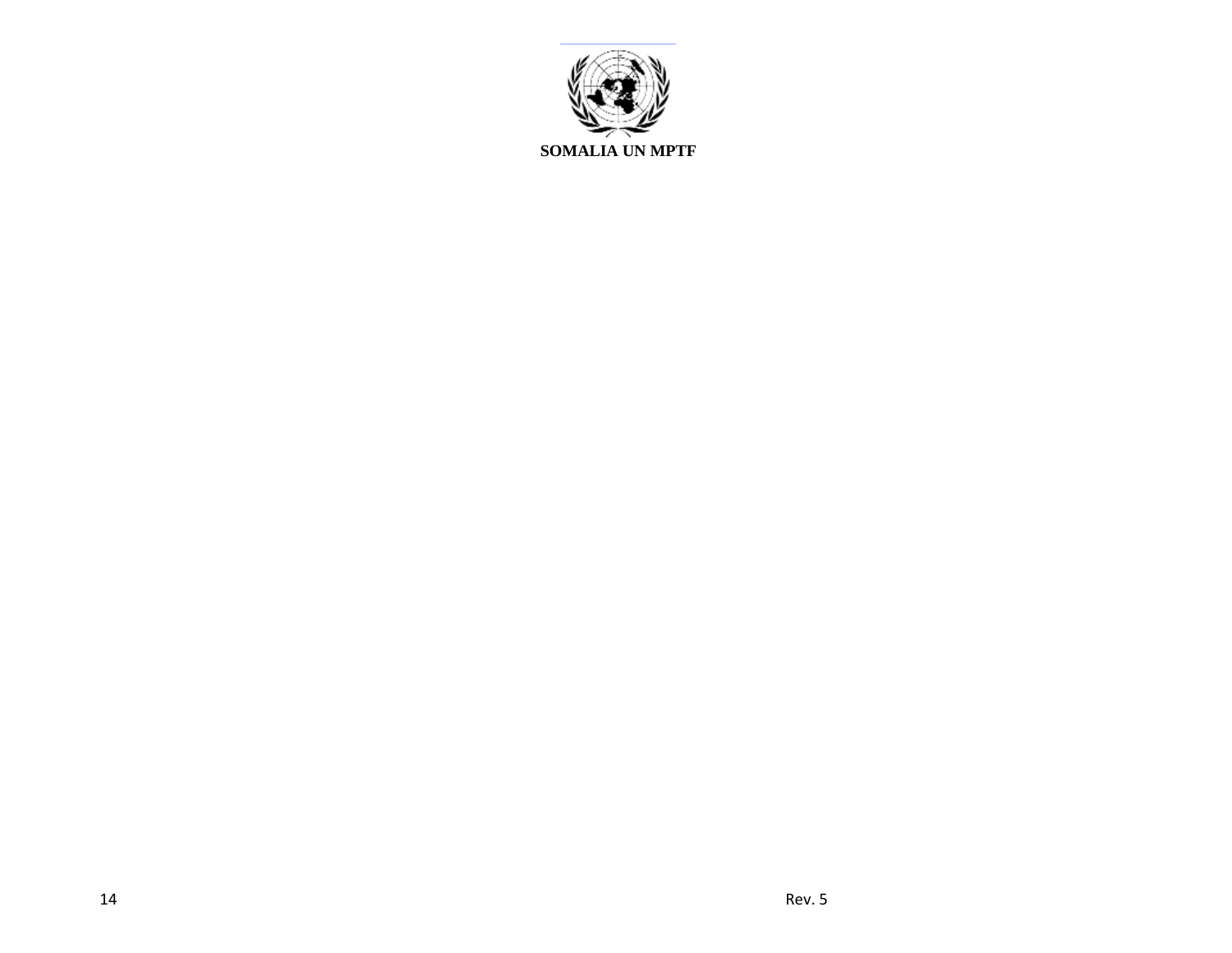**SOMALIA UN MPTF**